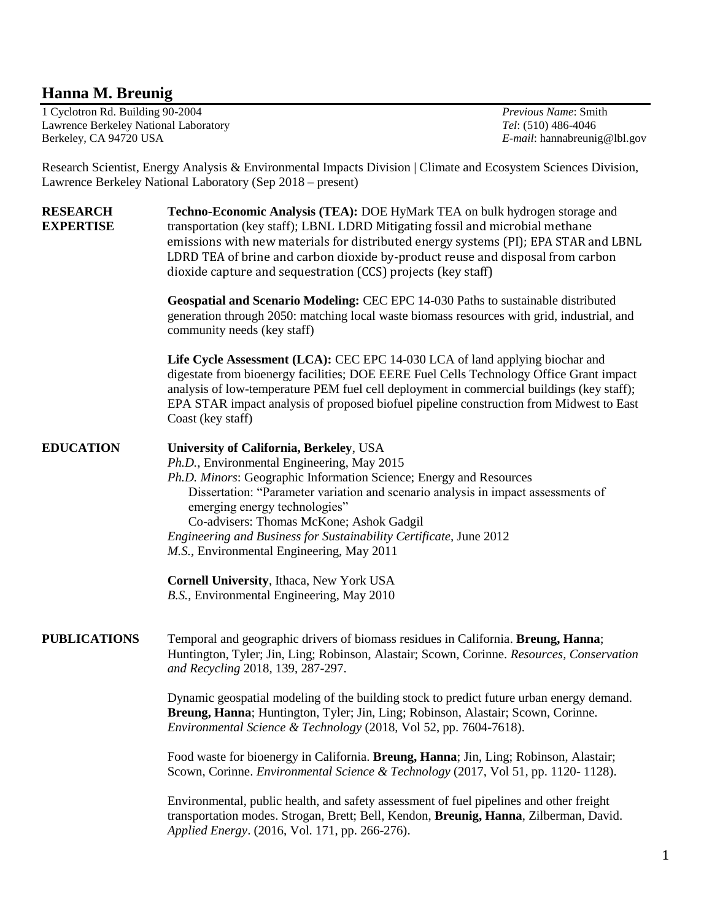# Hanna M. Breunig

1 Cyclotron Rd. Building 90-2004
Lawrence Berkeley National Laboratory
Berkeley, CA 94720 USA

*Previous Name*: Smith
*Tel*: (510) 486-4046
*E-mail*: hannabreunig@lbl.gov

Research Scientist, Energy Analysis & Environmental Impacts Division | Climate and Ecosystem Sciences Division, Lawrence Berkeley National Laboratory (Sep 2018 – present)

## RESEARCH EXPERTISE

**Techno-Economic Analysis (TEA):** DOE HyMark TEA on bulk hydrogen storage and transportation (key staff); LBNL LDRD Mitigating fossil and microbial methane emissions with new materials for distributed energy systems (PI); EPA STAR and LBNL LDRD TEA of brine and carbon dioxide by-product reuse and disposal from carbon dioxide capture and sequestration (CCS) projects (key staff)

**Geospatial and Scenario Modeling:** CEC EPC 14-030 Paths to sustainable distributed generation through 2050: matching local waste biomass resources with grid, industrial, and community needs (key staff)

**Life Cycle Assessment (LCA):** CEC EPC 14-030 LCA of land applying biochar and digestate from bioenergy facilities; DOE EERE Fuel Cells Technology Office Grant impact analysis of low-temperature PEM fuel cell deployment in commercial buildings (key staff); EPA STAR impact analysis of proposed biofuel pipeline construction from Midwest to East Coast (key staff)

## EDUCATION

**University of California, Berkeley**, USA
*Ph.D.*, Environmental Engineering, May 2015
*Ph.D. Minors*: Geographic Information Science; Energy and Resources
Dissertation: "Parameter variation and scenario analysis in impact assessments of emerging energy technologies"
Co-advisers: Thomas McKone; Ashok Gadgil
*Engineering and Business for Sustainability Certificate*, June 2012
*M.S.*, Environmental Engineering, May 2011

**Cornell University**, Ithaca, New York USA
*B.S.*, Environmental Engineering, May 2010

## PUBLICATIONS

Temporal and geographic drivers of biomass residues in California. **Breung, Hanna**; Huntington, Tyler; Jin, Ling; Robinson, Alastair; Scown, Corinne. *Resources, Conservation and Recycling* 2018, 139, 287-297.

Dynamic geospatial modeling of the building stock to predict future urban energy demand. **Breung, Hanna**; Huntington, Tyler; Jin, Ling; Robinson, Alastair; Scown, Corinne. *Environmental Science & Technology* (2018, Vol 52, pp. 7604-7618).

Food waste for bioenergy in California. **Breung, Hanna**; Jin, Ling; Robinson, Alastair; Scown, Corinne. *Environmental Science & Technology* (2017, Vol 51, pp. 1120- 1128).

Environmental, public health, and safety assessment of fuel pipelines and other freight transportation modes. Strogan, Brett; Bell, Kendon, **Breunig, Hanna**, Zilberman, David. *Applied Energy*. (2016, Vol. 171, pp. 266-276).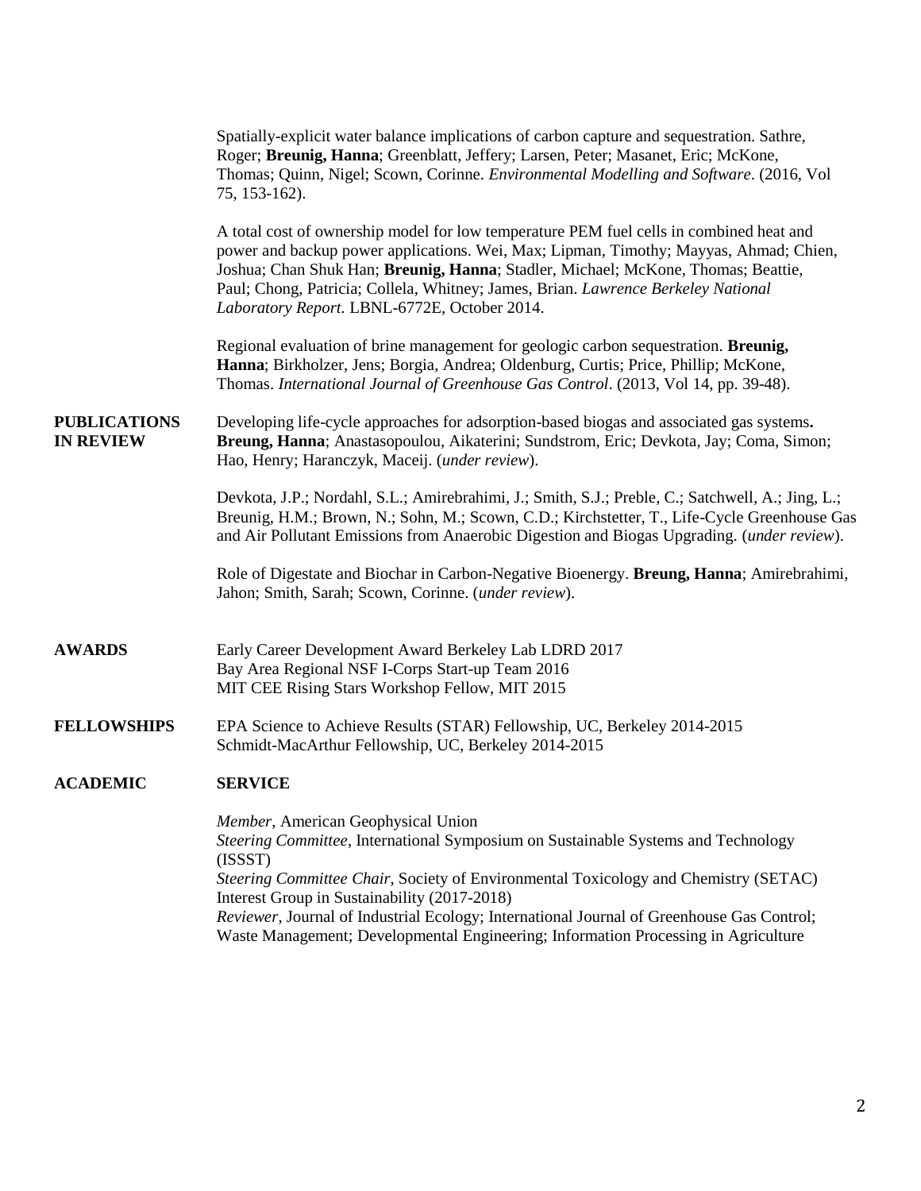Spatially-explicit water balance implications of carbon capture and sequestration. Sathre, Roger; **Breunig, Hanna**; Greenblatt, Jeffery; Larsen, Peter; Masanet, Eric; McKone, Thomas; Quinn, Nigel; Scown, Corinne. *Environmental Modelling and Software*. (2016, Vol 75, 153-162).

A total cost of ownership model for low temperature PEM fuel cells in combined heat and power and backup power applications. Wei, Max; Lipman, Timothy; Mayyas, Ahmad; Chien, Joshua; Chan Shuk Han; **Breunig, Hanna**; Stadler, Michael; McKone, Thomas; Beattie, Paul; Chong, Patricia; Collela, Whitney; James, Brian. *Lawrence Berkeley National Laboratory Report.* LBNL-6772E, October 2014.

Regional evaluation of brine management for geologic carbon sequestration. **Breunig, Hanna**; Birkholzer, Jens; Borgia, Andrea; Oldenburg, Curtis; Price, Phillip; McKone, Thomas. *International Journal of Greenhouse Gas Control*. (2013, Vol 14, pp. 39-48).

## PUBLICATIONS IN REVIEW

Developing life-cycle approaches for adsorption-based biogas and associated gas systems**.** **Breung, Hanna**; Anastasopoulou, Aikaterini; Sundstrom, Eric; Devkota, Jay; Coma, Simon; Hao, Henry; Haranczyk, Maceij. (*under review*).

Devkota, J.P.; Nordahl, S.L.; Amirebrahimi, J.; Smith, S.J.; Preble, C.; Satchwell, A.; Jing, L.; Breunig, H.M.; Brown, N.; Sohn, M.; Scown, C.D.; Kirchstetter, T., Life-Cycle Greenhouse Gas and Air Pollutant Emissions from Anaerobic Digestion and Biogas Upgrading. (*under review*).

Role of Digestate and Biochar in Carbon-Negative Bioenergy. **Breung, Hanna**; Amirebrahimi, Jahon; Smith, Sarah; Scown, Corinne. (*under review*).

## AWARDS

Early Career Development Award Berkeley Lab LDRD 2017
Bay Area Regional NSF I-Corps Start-up Team 2016
MIT CEE Rising Stars Workshop Fellow, MIT 2015

## FELLOWSHIPS

EPA Science to Achieve Results (STAR) Fellowship, UC, Berkeley 2014-2015
Schmidt-MacArthur Fellowship, UC, Berkeley 2014-2015

## ACADEMIC SERVICE

*Member*, American Geophysical Union
*Steering Committee*, International Symposium on Sustainable Systems and Technology (ISSST)
*Steering Committee Chair*, Society of Environmental Toxicology and Chemistry (SETAC) Interest Group in Sustainability (2017-2018)
*Reviewer*, Journal of Industrial Ecology; International Journal of Greenhouse Gas Control; Waste Management; Developmental Engineering; Information Processing in Agriculture